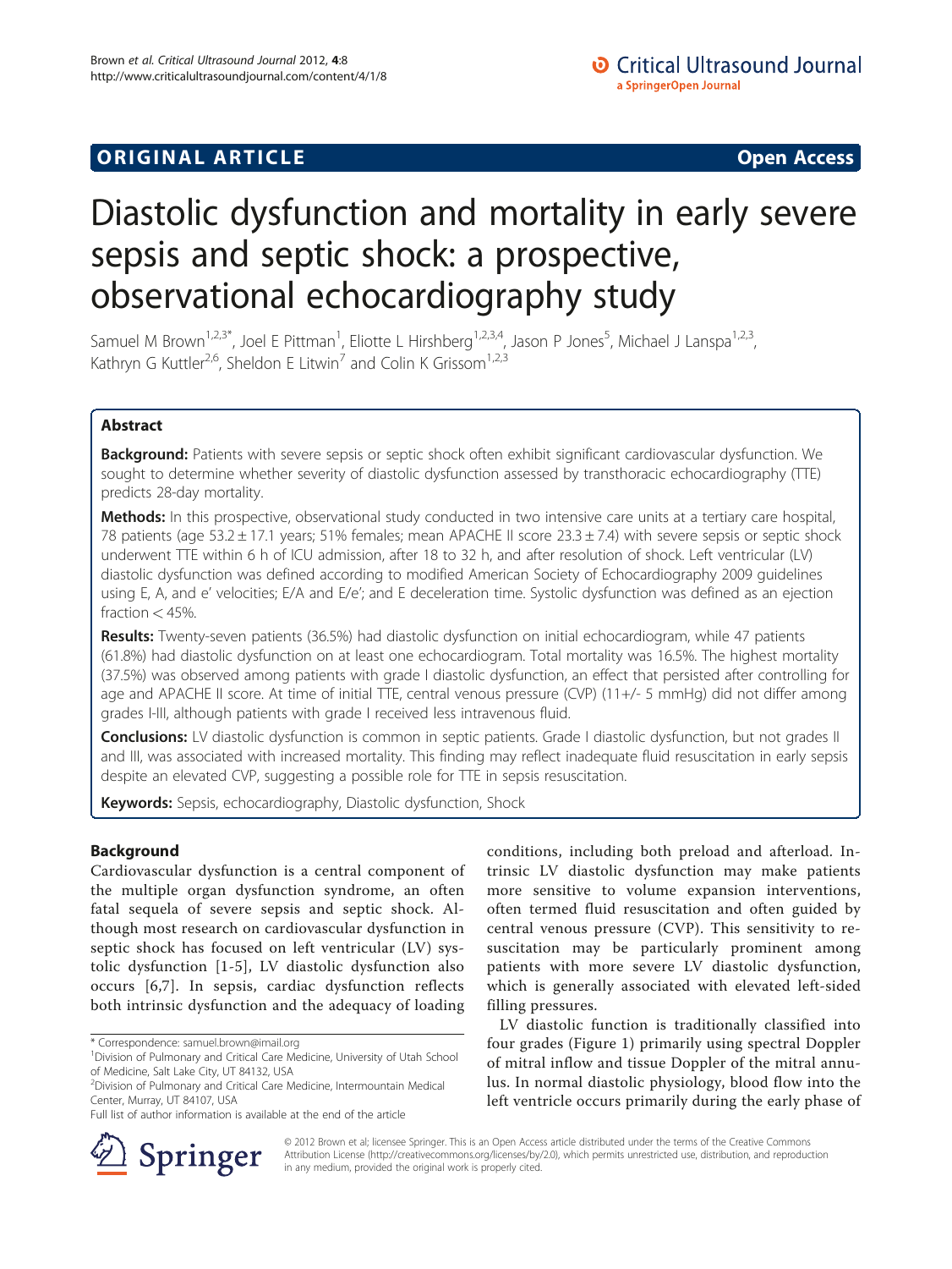ORIGINAL ARTICLE

Open Access

# Diastolic dysfunction and mortality in early severe sepsis and septic shock: a prospective, observational echocardiography study

Samuel M Brown[1,2,3*], Joel E Pittman[1], Eliotte L Hirshberg[1,2,3,4], Jason P Jones[5], Michael J Lanspa[1,2,3], Kathryn G Kuttler[2,6], Sheldon E Litwin[7] and Colin K Grissom[1,2,3]

## Abstract

**Background:** Patients with severe sepsis or septic shock often exhibit significant cardiovascular dysfunction. We sought to determine whether severity of diastolic dysfunction assessed by transthoracic echocardiography (TTE) predicts 28-day mortality.

**Methods:** In this prospective, observational study conducted in two intensive care units at a tertiary care hospital, 78 patients (age 53.2 ± 17.1 years; 51% females; mean APACHE II score 23.3 ± 7.4) with severe sepsis or septic shock underwent TTE within 6 h of ICU admission, after 18 to 32 h, and after resolution of shock. Left ventricular (LV) diastolic dysfunction was defined according to modified American Society of Echocardiography 2009 guidelines using E, A, and e' velocities; E/A and E/e'; and E deceleration time. Systolic dysfunction was defined as an ejection fraction < 45%.

**Results:** Twenty-seven patients (36.5%) had diastolic dysfunction on initial echocardiogram, while 47 patients (61.8%) had diastolic dysfunction on at least one echocardiogram. Total mortality was 16.5%. The highest mortality (37.5%) was observed among patients with grade I diastolic dysfunction, an effect that persisted after controlling for age and APACHE II score. At time of initial TTE, central venous pressure (CVP) (11+/- 5 mmHg) did not differ among grades I-III, although patients with grade I received less intravenous fluid.

**Conclusions:** LV diastolic dysfunction is common in septic patients. Grade I diastolic dysfunction, but not grades II and III, was associated with increased mortality. This finding may reflect inadequate fluid resuscitation in early sepsis despite an elevated CVP, suggesting a possible role for TTE in sepsis resuscitation.

**Keywords:** Sepsis, echocardiography, Diastolic dysfunction, Shock

## Background

Cardiovascular dysfunction is a central component of the multiple organ dysfunction syndrome, an often fatal sequela of severe sepsis and septic shock. Although most research on cardiovascular dysfunction in septic shock has focused on left ventricular (LV) systolic dysfunction [1-5], LV diastolic dysfunction also occurs [6,7]. In sepsis, cardiac dysfunction reflects both intrinsic dysfunction and the adequacy of loading conditions, including both preload and afterload. Intrinsic LV diastolic dysfunction may make patients more sensitive to volume expansion interventions, often termed fluid resuscitation and often guided by central venous pressure (CVP). This sensitivity to resuscitation may be particularly prominent among patients with more severe LV diastolic dysfunction, which is generally associated with elevated left-sided filling pressures.

LV diastolic function is traditionally classified into four grades (Figure 1) primarily using spectral Doppler of mitral inflow and tissue Doppler of the mitral annulus. In normal diastolic physiology, blood flow into the left ventricle occurs primarily during the early phase of

\* Correspondence: samuel.brown@imail.org
[1]Division of Pulmonary and Critical Care Medicine, University of Utah School of Medicine, Salt Lake City, UT 84132, USA
[2]Division of Pulmonary and Critical Care Medicine, Intermountain Medical Center, Murray, UT 84107, USA
Full list of author information is available at the end of the article

© 2012 Brown et al; licensee Springer. This is an Open Access article distributed under the terms of the Creative Commons Attribution License (http://creativecommons.org/licenses/by/2.0), which permits unrestricted use, distribution, and reproduction in any medium, provided the original work is properly cited.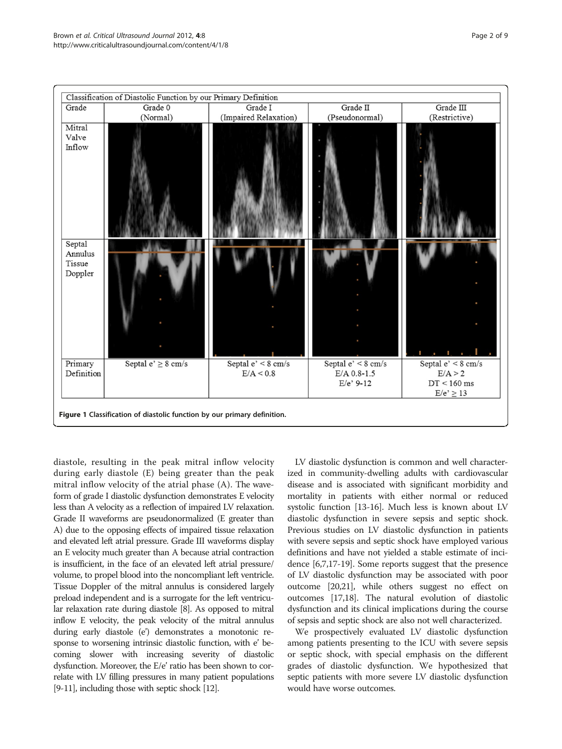| Classification of Diastolic Function by our Primary Definition | | | | |
|---|---|---|---|---|
| Grade | Grade 0 (Normal) | Grade I (Impaired Relaxation) | Grade II (Pseudonormal) | Grade III (Restrictive) |
| Mitral Valve Inflow | | | | |
| Septal Annulus Tissue Doppler | | | | |
| Primary Definition | Septal e' ≥ 8 cm/s | Septal e' < 8 cm/s<br>E/A < 0.8 | Septal e' < 8 cm/s<br>E/A 0.8-1.5<br>E/e' 9-12 | Septal e' < 8 cm/s<br>E/A > 2<br>DT < 160 ms<br>E/e' ≥ 13 |

**Figure 1** Classification of diastolic function by our primary definition.

diastole, resulting in the peak mitral inflow velocity during early diastole (E) being greater than the peak mitral inflow velocity of the atrial phase (A). The waveform of grade I diastolic dysfunction demonstrates E velocity less than A velocity as a reflection of impaired LV relaxation. Grade II waveforms are pseudonormalized (E greater than A) due to the opposing effects of impaired tissue relaxation and elevated left atrial pressure. Grade III waveforms display an E velocity much greater than A because atrial contraction is insufficient, in the face of an elevated left atrial pressure/volume, to propel blood into the noncompliant left ventricle. Tissue Doppler of the mitral annulus is considered largely preload independent and is a surrogate for the left ventricular relaxation rate during diastole [8]. As opposed to mitral inflow E velocity, the peak velocity of the mitral annulus during early diastole (e') demonstrates a monotonic response to worsening intrinsic diastolic function, with e' becoming slower with increasing severity of diastolic dysfunction. Moreover, the E/e' ratio has been shown to correlate with LV filling pressures in many patient populations [9-11], including those with septic shock [12].

LV diastolic dysfunction is common and well characterized in community-dwelling adults with cardiovascular disease and is associated with significant morbidity and mortality in patients with either normal or reduced systolic function [13-16]. Much less is known about LV diastolic dysfunction in severe sepsis and septic shock. Previous studies on LV diastolic dysfunction in patients with severe sepsis and septic shock have employed various definitions and have not yielded a stable estimate of incidence [6,7,17-19]. Some reports suggest that the presence of LV diastolic dysfunction may be associated with poor outcome [20,21], while others suggest no effect on outcomes [17,18]. The natural evolution of diastolic dysfunction and its clinical implications during the course of sepsis and septic shock are also not well characterized.

We prospectively evaluated LV diastolic dysfunction among patients presenting to the ICU with severe sepsis or septic shock, with special emphasis on the different grades of diastolic dysfunction. We hypothesized that septic patients with more severe LV diastolic dysfunction would have worse outcomes.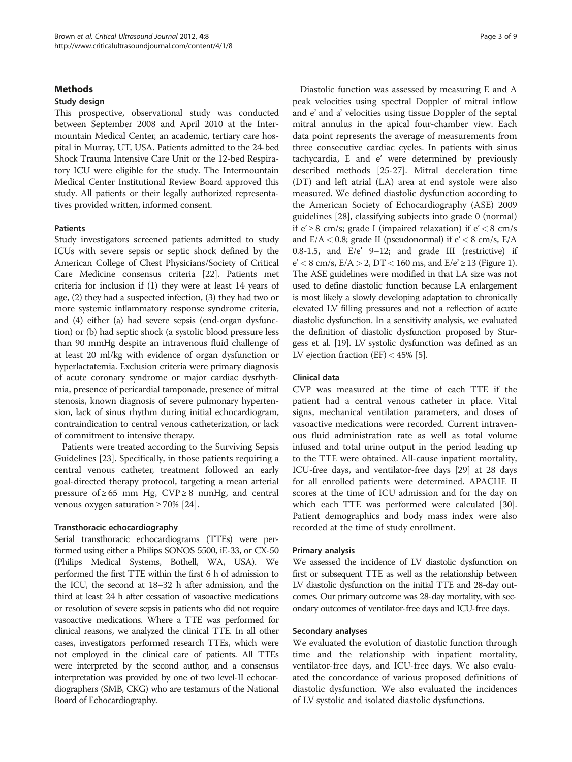## Methods

### Study design

This prospective, observational study was conducted between September 2008 and April 2010 at the Intermountain Medical Center, an academic, tertiary care hospital in Murray, UT, USA. Patients admitted to the 24-bed Shock Trauma Intensive Care Unit or the 12-bed Respiratory ICU were eligible for the study. The Intermountain Medical Center Institutional Review Board approved this study. All patients or their legally authorized representatives provided written, informed consent.

### Patients

Study investigators screened patients admitted to study ICUs with severe sepsis or septic shock defined by the American College of Chest Physicians/Society of Critical Care Medicine consensus criteria [22]. Patients met criteria for inclusion if (1) they were at least 14 years of age, (2) they had a suspected infection, (3) they had two or more systemic inflammatory response syndrome criteria, and (4) either (a) had severe sepsis (end-organ dysfunction) or (b) had septic shock (a systolic blood pressure less than 90 mmHg despite an intravenous fluid challenge of at least 20 ml/kg with evidence of organ dysfunction or hyperlactatemia. Exclusion criteria were primary diagnosis of acute coronary syndrome or major cardiac dysrhythmia, presence of pericardial tamponade, presence of mitral stenosis, known diagnosis of severe pulmonary hypertension, lack of sinus rhythm during initial echocardiogram, contraindication to central venous catheterization, or lack of commitment to intensive therapy.

Patients were treated according to the Surviving Sepsis Guidelines [23]. Specifically, in those patients requiring a central venous catheter, treatment followed an early goal-directed therapy protocol, targeting a mean arterial pressure of ≥ 65 mm Hg, CVP ≥ 8 mmHg, and central venous oxygen saturation ≥ 70% [24].

### Transthoracic echocardiography

Serial transthoracic echocardiograms (TTEs) were performed using either a Philips SONOS 5500, iE-33, or CX-50 (Philips Medical Systems, Bothell, WA, USA). We performed the first TTE within the first 6 h of admission to the ICU, the second at 18–32 h after admission, and the third at least 24 h after cessation of vasoactive medications or resolution of severe sepsis in patients who did not require vasoactive medications. Where a TTE was performed for clinical reasons, we analyzed the clinical TTE. In all other cases, investigators performed research TTEs, which were not employed in the clinical care of patients. All TTEs were interpreted by the second author, and a consensus interpretation was provided by one of two level-II echocardiographers (SMB, CKG) who are testamurs of the National Board of Echocardiography.

Diastolic function was assessed by measuring E and A peak velocities using spectral Doppler of mitral inflow and e' and a' velocities using tissue Doppler of the septal mitral annulus in the apical four-chamber view. Each data point represents the average of measurements from three consecutive cardiac cycles. In patients with sinus tachycardia, E and e' were determined by previously described methods [25-27]. Mitral deceleration time (DT) and left atrial (LA) area at end systole were also measured. We defined diastolic dysfunction according to the American Society of Echocardiography (ASE) 2009 guidelines [28], classifying subjects into grade 0 (normal) if e' ≥ 8 cm/s; grade I (impaired relaxation) if e' < 8 cm/s and E/A < 0.8; grade II (pseudonormal) if e' < 8 cm/s, E/A 0.8-1.5, and E/e' 9–12; and grade III (restrictive) if e' < 8 cm/s, E/A > 2, DT < 160 ms, and E/e' ≥ 13 (Figure 1). The ASE guidelines were modified in that LA size was not used to define diastolic function because LA enlargement is most likely a slowly developing adaptation to chronically elevated LV filling pressures and not a reflection of acute diastolic dysfunction. In a sensitivity analysis, we evaluated the definition of diastolic dysfunction proposed by Sturgess et al. [19]. LV systolic dysfunction was defined as an LV ejection fraction (EF) < 45% [5].

### Clinical data

CVP was measured at the time of each TTE if the patient had a central venous catheter in place. Vital signs, mechanical ventilation parameters, and doses of vasoactive medications were recorded. Current intravenous fluid administration rate as well as total volume infused and total urine output in the period leading up to the TTE were obtained. All-cause inpatient mortality, ICU-free days, and ventilator-free days [29] at 28 days for all enrolled patients were determined. APACHE II scores at the time of ICU admission and for the day on which each TTE was performed were calculated [30]. Patient demographics and body mass index were also recorded at the time of study enrollment.

### Primary analysis

We assessed the incidence of LV diastolic dysfunction on first or subsequent TTE as well as the relationship between LV diastolic dysfunction on the initial TTE and 28-day outcomes. Our primary outcome was 28-day mortality, with secondary outcomes of ventilator-free days and ICU-free days.

### Secondary analyses

We evaluated the evolution of diastolic function through time and the relationship with inpatient mortality, ventilator-free days, and ICU-free days. We also evaluated the concordance of various proposed definitions of diastolic dysfunction. We also evaluated the incidences of LV systolic and isolated diastolic dysfunctions.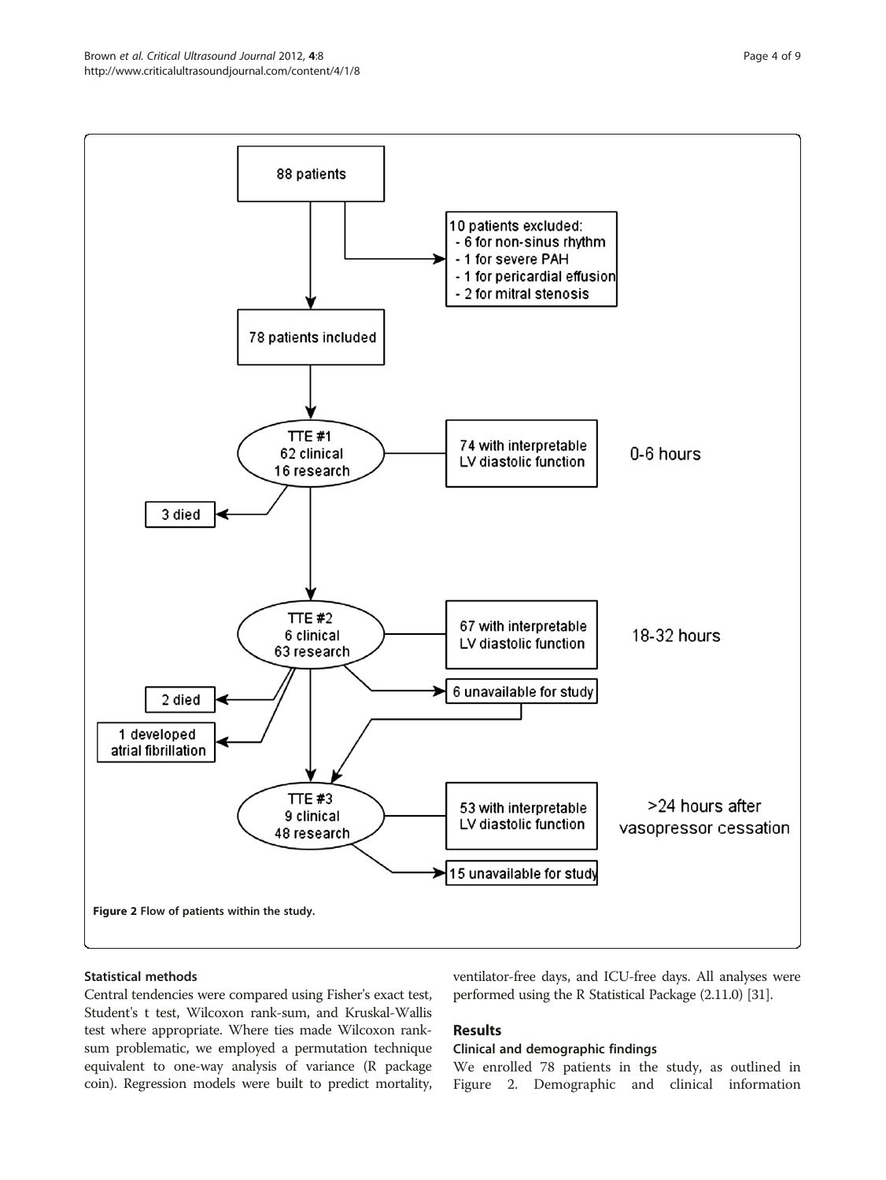88 patients

10 patients excluded:
- 6 for non-sinus rhythm
- 1 for severe PAH
- 1 for pericardial effusion
- 2 for mitral stenosis

78 patients included

TTE #1: 62 clinical, 16 research — 74 with interpretable LV diastolic function — 0-6 hours

3 died

TTE #2: 6 clinical, 63 research — 67 with interpretable LV diastolic function — 18-32 hours

2 died

1 developed atrial fibrillation

6 unavailable for study

TTE #3: 9 clinical, 48 research — 53 with interpretable LV diastolic function — >24 hours after vasopressor cessation

15 unavailable for study

**Figure 2 Flow of patients within the study.**

#### Statistical methods

Central tendencies were compared using Fisher's exact test, Student's t test, Wilcoxon rank-sum, and Kruskal-Wallis test where appropriate. Where ties made Wilcoxon rank-sum problematic, we employed a permutation technique equivalent to one-way analysis of variance (R package coin). Regression models were built to predict mortality, ventilator-free days, and ICU-free days. All analyses were performed using the R Statistical Package (2.11.0) [31].

## Results

#### Clinical and demographic findings

We enrolled 78 patients in the study, as outlined in Figure 2. Demographic and clinical information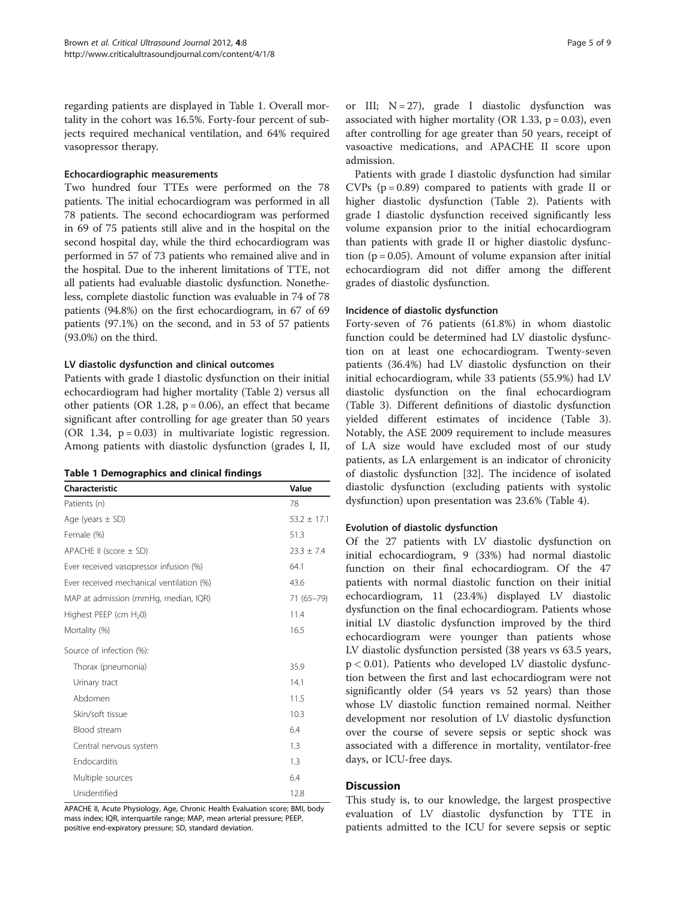regarding patients are displayed in Table 1. Overall mortality in the cohort was 16.5%. Forty-four percent of subjects required mechanical ventilation, and 64% required vasopressor therapy.

### Echocardiographic measurements

Two hundred four TTEs were performed on the 78 patients. The initial echocardiogram was performed in all 78 patients. The second echocardiogram was performed in 69 of 75 patients still alive and in the hospital on the second hospital day, while the third echocardiogram was performed in 57 of 73 patients who remained alive and in the hospital. Due to the inherent limitations of TTE, not all patients had evaluable diastolic dysfunction. Nonetheless, complete diastolic function was evaluable in 74 of 78 patients (94.8%) on the first echocardiogram, in 67 of 69 patients (97.1%) on the second, and in 53 of 57 patients (93.0%) on the third.

### LV diastolic dysfunction and clinical outcomes

Patients with grade I diastolic dysfunction on their initial echocardiogram had higher mortality (Table 2) versus all other patients (OR 1.28, $p = 0.06$), an effect that became significant after controlling for age greater than 50 years (OR 1.34, $p = 0.03$) in multivariate logistic regression. Among patients with diastolic dysfunction (grades I, II, or III; $N = 27$), grade I diastolic dysfunction was associated with higher mortality (OR 1.33, $p = 0.03$), even after controlling for age greater than 50 years, receipt of vasoactive medications, and APACHE II score upon admission.

**Table 1 Demographics and clinical findings**

| Characteristic | Value |
|---|---|
| Patients (*n*) | 78 |
| Age (years ± SD) | 53.2 ± 17.1 |
| Female (%) | 51.3 |
| APACHE II (score ± SD) | 23.3 ± 7.4 |
| Ever received vasopressor infusion (%) | 64.1 |
| Ever received mechanical ventilation (%) | 43.6 |
| MAP at admission (mmHg, median, IQR) | 71 (65–79) |
| Highest PEEP (cm $H_2O$) | 11.4 |
| Mortality (%) | 16.5 |
| Source of infection (%): | |
| Thorax (pneumonia) | 35.9 |
| Urinary tract | 14.1 |
| Abdomen | 11.5 |
| Skin/soft tissue | 10.3 |
| Blood stream | 6.4 |
| Central nervous system | 1.3 |
| Endocarditis | 1.3 |
| Multiple sources | 6.4 |
| Unidentified | 12.8 |

APACHE II, Acute Physiology, Age, Chronic Health Evaluation score; BMI, body mass index; IQR, interquartile range; MAP, mean arterial pressure; PEEP, positive end-expiratory pressure; SD, standard deviation.

Patients with grade I diastolic dysfunction had similar CVPs ($p = 0.89$) compared to patients with grade II or higher diastolic dysfunction (Table 2). Patients with grade I diastolic dysfunction received significantly less volume expansion prior to the initial echocardiogram than patients with grade II or higher diastolic dysfunction ($p = 0.05$). Amount of volume expansion after initial echocardiogram did not differ among the different grades of diastolic dysfunction.

### Incidence of diastolic dysfunction

Forty-seven of 76 patients (61.8%) in whom diastolic function could be determined had LV diastolic dysfunction on at least one echocardiogram. Twenty-seven patients (36.4%) had LV diastolic dysfunction on their initial echocardiogram, while 33 patients (55.9%) had LV diastolic dysfunction on the final echocardiogram (Table 3). Different definitions of diastolic dysfunction yielded different estimates of incidence (Table 3). Notably, the ASE 2009 requirement to include measures of LA size would have excluded most of our study patients, as LA enlargement is an indicator of chronicity of diastolic dysfunction [32]. The incidence of isolated diastolic dysfunction (excluding patients with systolic dysfunction) upon presentation was 23.6% (Table 4).

### Evolution of diastolic dysfunction

Of the 27 patients with LV diastolic dysfunction on initial echocardiogram, 9 (33%) had normal diastolic function on their final echocardiogram. Of the 47 patients with normal diastolic function on their initial echocardiogram, 11 (23.4%) displayed LV diastolic dysfunction on the final echocardiogram. Patients whose initial LV diastolic dysfunction improved by the third echocardiogram were younger than patients whose LV diastolic dysfunction persisted (38 years vs 63.5 years, $p < 0.01$). Patients who developed LV diastolic dysfunction between the first and last echocardiogram were not significantly older (54 years vs 52 years) than those whose LV diastolic function remained normal. Neither development nor resolution of LV diastolic dysfunction over the course of severe sepsis or septic shock was associated with a difference in mortality, ventilator-free days, or ICU-free days.

## Discussion

This study is, to our knowledge, the largest prospective evaluation of LV diastolic dysfunction by TTE in patients admitted to the ICU for severe sepsis or septic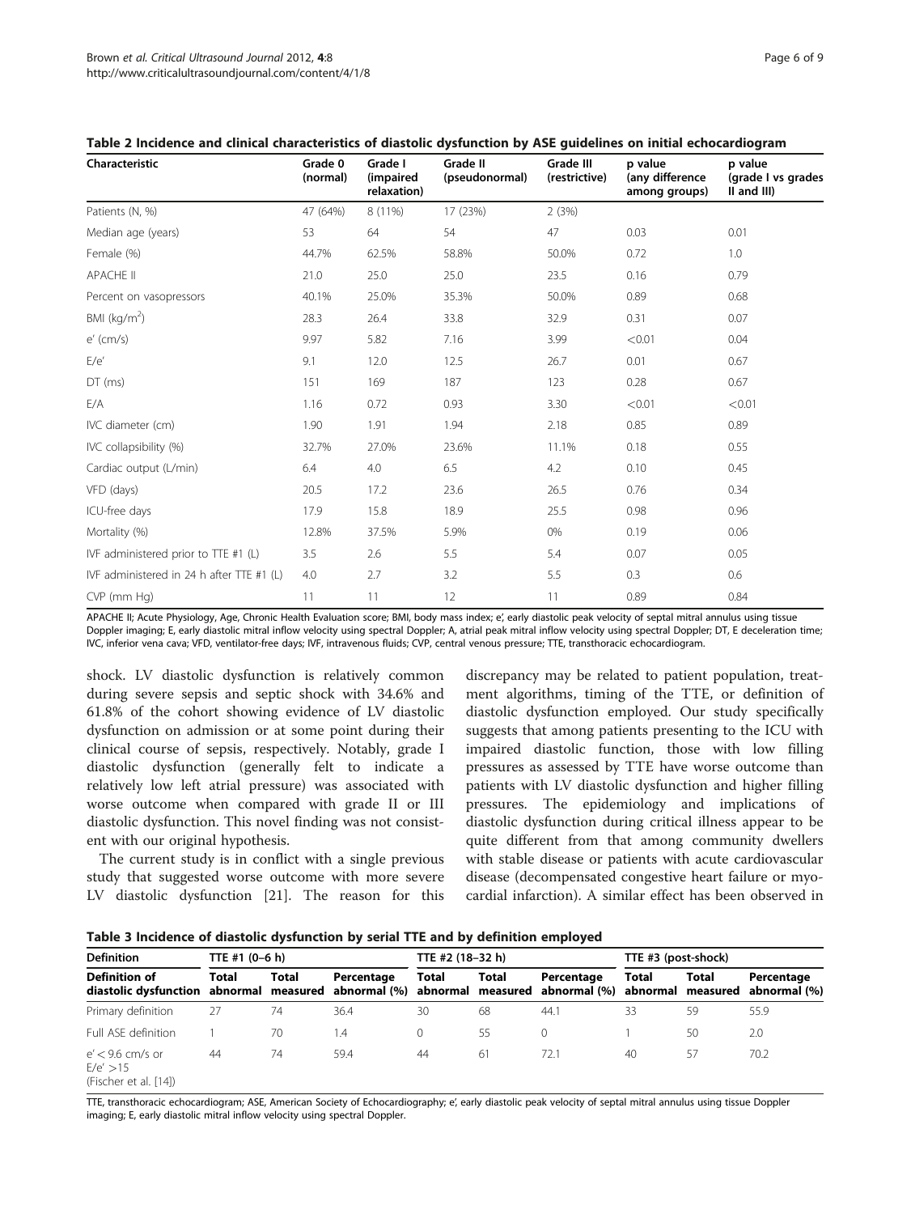**Table 2 Incidence and clinical characteristics of diastolic dysfunction by ASE guidelines on initial echocardiogram**

| Characteristic | Grade 0 (normal) | Grade I (impaired relaxation) | Grade II (pseudonormal) | Grade III (restrictive) | p value (any difference among groups) | p value (grade I vs grades II and III) |
|---|---|---|---|---|---|---|
| Patients (N, %) | 47 (64%) | 8 (11%) | 17 (23%) | 2 (3%) | | |
| Median age (years) | 53 | 64 | 54 | 47 | 0.03 | 0.01 |
| Female (%) | 44.7% | 62.5% | 58.8% | 50.0% | 0.72 | 1.0 |
| APACHE II | 21.0 | 25.0 | 25.0 | 23.5 | 0.16 | 0.79 |
| Percent on vasopressors | 40.1% | 25.0% | 35.3% | 50.0% | 0.89 | 0.68 |
| BMI (kg/m$^2$) | 28.3 | 26.4 | 33.8 | 32.9 | 0.31 | 0.07 |
| e′ (cm/s) | 9.97 | 5.82 | 7.16 | 3.99 | <0.01 | 0.04 |
| E/e′ | 9.1 | 12.0 | 12.5 | 26.7 | 0.01 | 0.67 |
| DT (ms) | 151 | 169 | 187 | 123 | 0.28 | 0.67 |
| E/A | 1.16 | 0.72 | 0.93 | 3.30 | <0.01 | <0.01 |
| IVC diameter (cm) | 1.90 | 1.91 | 1.94 | 2.18 | 0.85 | 0.89 |
| IVC collapsibility (%) | 32.7% | 27.0% | 23.6% | 11.1% | 0.18 | 0.55 |
| Cardiac output (L/min) | 6.4 | 4.0 | 6.5 | 4.2 | 0.10 | 0.45 |
| VFD (days) | 20.5 | 17.2 | 23.6 | 26.5 | 0.76 | 0.34 |
| ICU-free days | 17.9 | 15.8 | 18.9 | 25.5 | 0.98 | 0.96 |
| Mortality (%) | 12.8% | 37.5% | 5.9% | 0% | 0.19 | 0.06 |
| IVF administered prior to TTE #1 (L) | 3.5 | 2.6 | 5.5 | 5.4 | 0.07 | 0.05 |
| IVF administered in 24 h after TTE #1 (L) | 4.0 | 2.7 | 3.2 | 5.5 | 0.3 | 0.6 |
| CVP (mm Hg) | 11 | 11 | 12 | 11 | 0.89 | 0.84 |

APACHE II; Acute Physiology, Age, Chronic Health Evaluation score; BMI, body mass index; e′, early diastolic peak velocity of septal mitral annulus using tissue Doppler imaging; E, early diastolic mitral inflow velocity using spectral Doppler; A, atrial peak mitral inflow velocity using spectral Doppler; DT, E deceleration time; IVC, inferior vena cava; VFD, ventilator-free days; IVF, intravenous fluids; CVP, central venous pressure; TTE, transthoracic echocardiogram.

shock. LV diastolic dysfunction is relatively common during severe sepsis and septic shock with 34.6% and 61.8% of the cohort showing evidence of LV diastolic dysfunction on admission or at some point during their clinical course of sepsis, respectively. Notably, grade I diastolic dysfunction (generally felt to indicate a relatively low left atrial pressure) was associated with worse outcome when compared with grade II or III diastolic dysfunction. This novel finding was not consistent with our original hypothesis.

The current study is in conflict with a single previous study that suggested worse outcome with more severe LV diastolic dysfunction [21]. The reason for this discrepancy may be related to patient population, treatment algorithms, timing of the TTE, or definition of diastolic dysfunction employed. Our study specifically suggests that among patients presenting to the ICU with impaired diastolic function, those with low filling pressures as assessed by TTE have worse outcome than patients with LV diastolic dysfunction and higher filling pressures. The epidemiology and implications of diastolic dysfunction during critical illness appear to be quite different from that among community dwellers with stable disease or patients with acute cardiovascular disease (decompensated congestive heart failure or myocardial infarction). A similar effect has been observed in

**Table 3 Incidence of diastolic dysfunction by serial TTE and by definition employed**

| Definition | TTE #1 (0–6 h) | | | TTE #2 (18–32 h) | | | TTE #3 (post-shock) | | |
|---|---|---|---|---|---|---|---|---|---|
| Definition of diastolic dysfunction | Total abnormal | Total measured | Percentage abnormal (%) | Total abnormal | Total measured | Percentage abnormal (%) | Total abnormal | Total measured | Percentage abnormal (%) |
| Primary definition | 27 | 74 | 36.4 | 30 | 68 | 44.1 | 33 | 59 | 55.9 |
| Full ASE definition | 1 | 70 | 1.4 | 0 | 55 | 0 | 1 | 50 | 2.0 |
| e′ < 9.6 cm/s or E/e′ >15 (Fischer et al. [14]) | 44 | 74 | 59.4 | 44 | 61 | 72.1 | 40 | 57 | 70.2 |

TTE, transthoracic echocardiogram; ASE, American Society of Echocardiography; e′, early diastolic peak velocity of septal mitral annulus using tissue Doppler imaging; E, early diastolic mitral inflow velocity using spectral Doppler.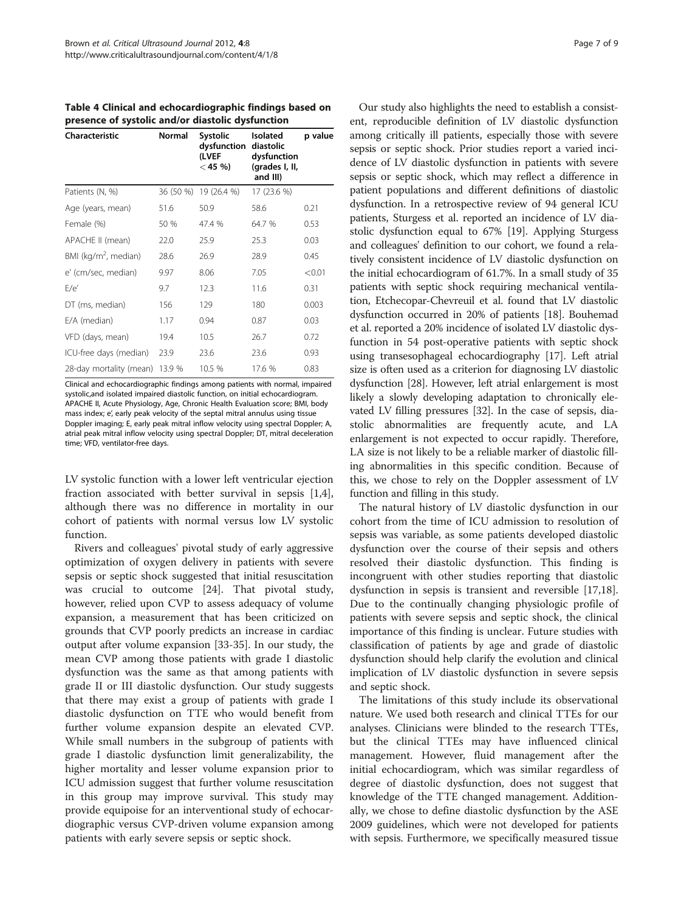**Table 4 Clinical and echocardiographic findings based on presence of systolic and/or diastolic dysfunction**

| Characteristic | Normal | Systolic dysfunction (LVEF < 45 %) | Isolated diastolic dysfunction (grades I, II, and III) | p value |
|---|---|---|---|---|
| Patients (N, %) | 36 (50 %) | 19 (26.4 %) | 17 (23.6 %) | |
| Age (years, mean) | 51.6 | 50.9 | 58.6 | 0.21 |
| Female (%) | 50 % | 47.4 % | 64.7 % | 0.53 |
| APACHE II (mean) | 22.0 | 25.9 | 25.3 | 0.03 |
| BMI (kg/m$^2$, median) | 28.6 | 26.9 | 28.9 | 0.45 |
| e' (cm/sec, median) | 9.97 | 8.06 | 7.05 | <0.01 |
| E/e' | 9.7 | 12.3 | 11.6 | 0.31 |
| DT (ms, median) | 156 | 129 | 180 | 0.003 |
| E/A (median) | 1.17 | 0.94 | 0.87 | 0.03 |
| VFD (days, mean) | 19.4 | 10.5 | 26.7 | 0.72 |
| ICU-free days (median) | 23.9 | 23.6 | 23.6 | 0.93 |
| 28-day mortality (mean) | 13.9 % | 10.5 % | 17.6 % | 0.83 |

Clinical and echocardiographic findings among patients with normal, impaired systolic,and isolated impaired diastolic function, on initial echocardiogram. APACHE II, Acute Physiology, Age, Chronic Health Evaluation score; BMI, body mass index; e', early peak velocity of the septal mitral annulus using tissue Doppler imaging; E, early peak mitral inflow velocity using spectral Doppler; A, atrial peak mitral inflow velocity using spectral Doppler; DT, mitral deceleration time; VFD, ventilator-free days.

LV systolic function with a lower left ventricular ejection fraction associated with better survival in sepsis [1,4], although there was no difference in mortality in our cohort of patients with normal versus low LV systolic function.

Rivers and colleagues' pivotal study of early aggressive optimization of oxygen delivery in patients with severe sepsis or septic shock suggested that initial resuscitation was crucial to outcome [24]. That pivotal study, however, relied upon CVP to assess adequacy of volume expansion, a measurement that has been criticized on grounds that CVP poorly predicts an increase in cardiac output after volume expansion [33-35]. In our study, the mean CVP among those patients with grade I diastolic dysfunction was the same as that among patients with grade II or III diastolic dysfunction. Our study suggests that there may exist a group of patients with grade I diastolic dysfunction on TTE who would benefit from further volume expansion despite an elevated CVP. While small numbers in the subgroup of patients with grade I diastolic dysfunction limit generalizability, the higher mortality and lesser volume expansion prior to ICU admission suggest that further volume resuscitation in this group may improve survival. This study may provide equipoise for an interventional study of echocardiographic versus CVP-driven volume expansion among patients with early severe sepsis or septic shock.

Our study also highlights the need to establish a consistent, reproducible definition of LV diastolic dysfunction among critically ill patients, especially those with severe sepsis or septic shock. Prior studies report a varied incidence of LV diastolic dysfunction in patients with severe sepsis or septic shock, which may reflect a difference in patient populations and different definitions of diastolic dysfunction. In a retrospective review of 94 general ICU patients, Sturgess et al. reported an incidence of LV diastolic dysfunction equal to 67% [19]. Applying Sturgess and colleagues' definition to our cohort, we found a relatively consistent incidence of LV diastolic dysfunction on the initial echocardiogram of 61.7%. In a small study of 35 patients with septic shock requiring mechanical ventilation, Etchecopar-Chevreuil et al. found that LV diastolic dysfunction occurred in 20% of patients [18]. Bouhemad et al. reported a 20% incidence of isolated LV diastolic dysfunction in 54 post-operative patients with septic shock using transesophageal echocardiography [17]. Left atrial size is often used as a criterion for diagnosing LV diastolic dysfunction [28]. However, left atrial enlargement is most likely a slowly developing adaptation to chronically elevated LV filling pressures [32]. In the case of sepsis, diastolic abnormalities are frequently acute, and LA enlargement is not expected to occur rapidly. Therefore, LA size is not likely to be a reliable marker of diastolic filling abnormalities in this specific condition. Because of this, we chose to rely on the Doppler assessment of LV function and filling in this study.

The natural history of LV diastolic dysfunction in our cohort from the time of ICU admission to resolution of sepsis was variable, as some patients developed diastolic dysfunction over the course of their sepsis and others resolved their diastolic dysfunction. This finding is incongruent with other studies reporting that diastolic dysfunction in sepsis is transient and reversible [17,18]. Due to the continually changing physiologic profile of patients with severe sepsis and septic shock, the clinical importance of this finding is unclear. Future studies with classification of patients by age and grade of diastolic dysfunction should help clarify the evolution and clinical implication of LV diastolic dysfunction in severe sepsis and septic shock.

The limitations of this study include its observational nature. We used both research and clinical TTEs for our analyses. Clinicians were blinded to the research TTEs, but the clinical TTEs may have influenced clinical management. However, fluid management after the initial echocardiogram, which was similar regardless of degree of diastolic dysfunction, does not suggest that knowledge of the TTE changed management. Additionally, we chose to define diastolic dysfunction by the ASE 2009 guidelines, which were not developed for patients with sepsis. Furthermore, we specifically measured tissue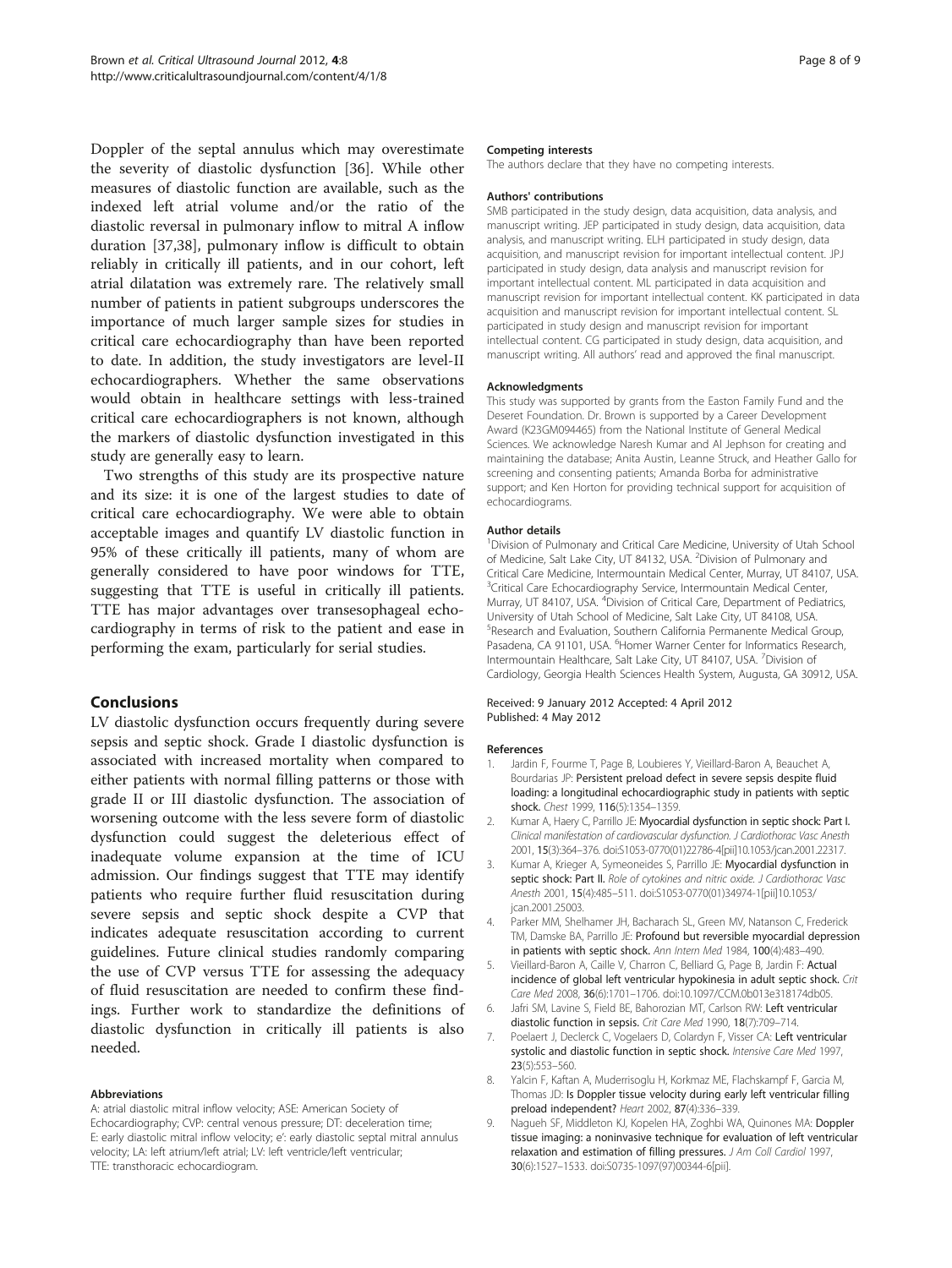Doppler of the septal annulus which may overestimate the severity of diastolic dysfunction [36]. While other measures of diastolic function are available, such as the indexed left atrial volume and/or the ratio of the diastolic reversal in pulmonary inflow to mitral A inflow duration [37,38], pulmonary inflow is difficult to obtain reliably in critically ill patients, and in our cohort, left atrial dilatation was extremely rare. The relatively small number of patients in patient subgroups underscores the importance of much larger sample sizes for studies in critical care echocardiography than have been reported to date. In addition, the study investigators are level-II echocardiographers. Whether the same observations would obtain in healthcare settings with less-trained critical care echocardiographers is not known, although the markers of diastolic dysfunction investigated in this study are generally easy to learn.

Two strengths of this study are its prospective nature and its size: it is one of the largest studies to date of critical care echocardiography. We were able to obtain acceptable images and quantify LV diastolic function in 95% of these critically ill patients, many of whom are generally considered to have poor windows for TTE, suggesting that TTE is useful in critically ill patients. TTE has major advantages over transesophageal echocardiography in terms of risk to the patient and ease in performing the exam, particularly for serial studies.

## Conclusions

LV diastolic dysfunction occurs frequently during severe sepsis and septic shock. Grade I diastolic dysfunction is associated with increased mortality when compared to either patients with normal filling patterns or those with grade II or III diastolic dysfunction. The association of worsening outcome with the less severe form of diastolic dysfunction could suggest the deleterious effect of inadequate volume expansion at the time of ICU admission. Our findings suggest that TTE may identify patients who require further fluid resuscitation during severe sepsis and septic shock despite a CVP that indicates adequate resuscitation according to current guidelines. Future clinical studies randomly comparing the use of CVP versus TTE for assessing the adequacy of fluid resuscitation are needed to confirm these findings. Further work to standardize the definitions of diastolic dysfunction in critically ill patients is also needed.

#### Abbreviations

A: atrial diastolic mitral inflow velocity; ASE: American Society of Echocardiography; CVP: central venous pressure; DT: deceleration time; E: early diastolic mitral inflow velocity; e': early diastolic septal mitral annulus velocity; LA: left atrium/left atrial; LV: left ventricle/left ventricular; TTE: transthoracic echocardiogram.

#### Competing interests

The authors declare that they have no competing interests.

#### Authors' contributions

SMB participated in the study design, data acquisition, data analysis, and manuscript writing. JEP participated in study design, data acquisition, data analysis, and manuscript writing. ELH participated in study design, data acquisition, and manuscript revision for important intellectual content. JPJ participated in study design, data analysis and manuscript revision for important intellectual content. ML participated in data acquisition and manuscript revision for important intellectual content. KK participated in data acquisition and manuscript revision for important intellectual content. SL participated in study design and manuscript revision for important intellectual content. CG participated in study design, data acquisition, and manuscript writing. All authors' read and approved the final manuscript.

#### Acknowledgments

This study was supported by grants from the Easton Family Fund and the Deseret Foundation. Dr. Brown is supported by a Career Development Award (K23GM094465) from the National Institute of General Medical Sciences. We acknowledge Naresh Kumar and Al Jephson for creating and maintaining the database; Anita Austin, Leanne Struck, and Heather Gallo for screening and consenting patients; Amanda Borba for administrative support; and Ken Horton for providing technical support for acquisition of echocardiograms.

#### Author details

[1]Division of Pulmonary and Critical Care Medicine, University of Utah School of Medicine, Salt Lake City, UT 84132, USA. [2]Division of Pulmonary and Critical Care Medicine, Intermountain Medical Center, Murray, UT 84107, USA. [3]Critical Care Echocardiography Service, Intermountain Medical Center, Murray, UT 84107, USA. [4]Division of Critical Care, Department of Pediatrics, University of Utah School of Medicine, Salt Lake City, UT 84108, USA. [5]Research and Evaluation, Southern California Permanente Medical Group, Pasadena, CA 91101, USA. [6]Homer Warner Center for Informatics Research, Intermountain Healthcare, Salt Lake City, UT 84107, USA. [7]Division of Cardiology, Georgia Health Sciences Health System, Augusta, GA 30912, USA.

Received: 9 January 2012 Accepted: 4 April 2012
Published: 4 May 2012

#### References

1. Jardin F, Fourme T, Page B, Loubieres Y, Vieillard-Baron A, Beauchet A, Bourdarias JP: **Persistent preload defect in severe sepsis despite fluid loading: a longitudinal echocardiographic study in patients with septic shock.** *Chest* 1999, **116**(5):1354–1359.
2. Kumar A, Haery C, Parrillo JE: **Myocardial dysfunction in septic shock: Part I.** *Clinical manifestation of cardiovascular dysfunction. J Cardiothorac Vasc Anesth* 2001, **15**(3):364–376. doi:S1053-0770(01)22786-4[pii]10.1053/jcan.2001.22317.
3. Kumar A, Krieger A, Symeoneides S, Parrillo JE: **Myocardial dysfunction in septic shock: Part II.** *Role of cytokines and nitric oxide. J Cardiothorac Vasc Anesth* 2001, **15**(4):485–511. doi:S1053-0770(01)34974-1[pii]10.1053/jcan.2001.25003.
4. Parker MM, Shelhamer JH, Bacharach SL, Green MV, Natanson C, Frederick TM, Damske BA, Parrillo JE: **Profound but reversible myocardial depression in patients with septic shock.** *Ann Intern Med* 1984, **100**(4):483–490.
5. Vieillard-Baron A, Caille V, Charron C, Belliard G, Page B, Jardin F: **Actual incidence of global left ventricular hypokinesia in adult septic shock.** *Crit Care Med* 2008, **36**(6):1701–1706. doi:10.1097/CCM.0b013e318174db05.
6. Jafri SM, Lavine S, Field BE, Bahorozian MT, Carlson RW: **Left ventricular diastolic function in sepsis.** *Crit Care Med* 1990, **18**(7):709–714.
7. Poelaert J, Declerck C, Vogelaers D, Colardyn F, Visser CA: **Left ventricular systolic and diastolic function in septic shock.** *Intensive Care Med* 1997, **23**(5):553–560.
8. Yalcin F, Kaftan A, Muderrisoglu H, Korkmaz ME, Flachskampf F, Garcia M, Thomas JD: **Is Doppler tissue velocity during early left ventricular filling preload independent?** *Heart* 2002, **87**(4):336–339.
9. Nagueh SF, Middleton KJ, Kopelen HA, Zoghbi WA, Quinones MA: **Doppler tissue imaging: a noninvasive technique for evaluation of left ventricular relaxation and estimation of filling pressures.** *J Am Coll Cardiol* 1997, **30**(6):1527–1533. doi:S0735-1097(97)00344-6[pii].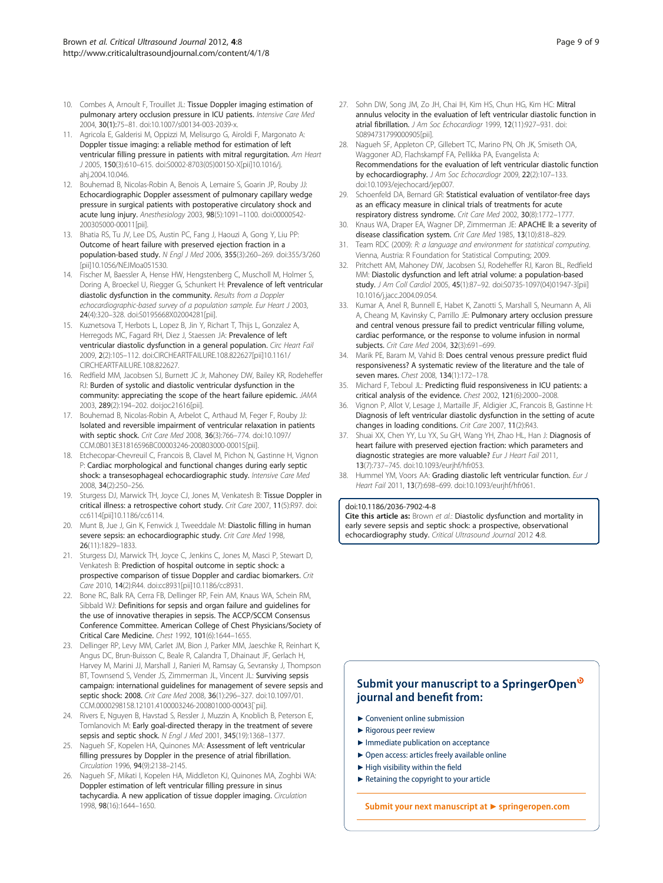10. Combes A, Arnoult F, Trouillet JL: Tissue Doppler imaging estimation of pulmonary artery occlusion pressure in ICU patients. *Intensive Care Med* 2004, **30(1):**75–81. doi:10.1007/s00134-003-2039-x.
11. Agricola E, Galderisi M, Oppizzi M, Melisurgo G, Airoldi F, Margonato A: Doppler tissue imaging: a reliable method for estimation of left ventricular filling pressure in patients with mitral regurgitation. *Am Heart J* 2005, **150**(3):610–615. doi:S0002-8703(05)00150-X[pii]10.1016/j.ahj.2004.10.046.
12. Bouhemad B, Nicolas-Robin A, Benois A, Lemaire S, Goarin JP, Rouby JJ: Echocardiographic Doppler assessment of pulmonary capillary wedge pressure in surgical patients with postoperative circulatory shock and acute lung injury. *Anesthesiology* 2003, **98**(5):1091–1100. doi:00000542-200305000-00011[pii].
13. Bhatia RS, Tu JV, Lee DS, Austin PC, Fang J, Haouzi A, Gong Y, Liu PP: Outcome of heart failure with preserved ejection fraction in a population-based study. *N Engl J Med* 2006, **355**(3):260–269. doi:355/3/260[pii]10.1056/NEJMoa051530.
14. Fischer M, Baessler A, Hense HW, Hengstenberg C, Muscholl M, Holmer S, Doring A, Broeckel U, Riegger G, Schunkert H: Prevalence of left ventricular diastolic dysfunction in the community. *Results from a Doppler echocardiographic-based survey of a population sample. Eur Heart J* 2003, **24**(4):320–328. doi:S0195668X02004281[pii].
15. Kuznetsova T, Herbots L, Lopez B, Jin Y, Richart T, Thijs L, Gonzalez A, Herregods MC, Fagard RH, Diez J, Staessen JA: Prevalence of left ventricular diastolic dysfunction in a general population. *Circ Heart Fail* 2009, **2**(2):105–112. doi:CIRCHEARTFAILURE.108.822627[pii]10.1161/CIRCHEARTFAILURE.108.822627.
16. Redfield MM, Jacobsen SJ, Burnett JC Jr, Mahoney DW, Bailey KR, Rodeheffer RJ: Burden of systolic and diastolic ventricular dysfunction in the community: appreciating the scope of the heart failure epidemic. *JAMA* 2003, **289**(2):194–202. doi:joc21616[pii].
17. Bouhemad B, Nicolas-Robin A, Arbelot C, Arthaud M, Feger F, Rouby JJ: Isolated and reversible impairment of ventricular relaxation in patients with septic shock. *Crit Care Med* 2008, **36**(3):766–774. doi:10.1097/CCM.0B013E31816596BC00003246-200803000-00015[pii].
18. Etchecopar-Chevreuil C, Francois B, Clavel M, Pichon N, Gastinne H, Vignon P: Cardiac morphological and functional changes during early septic shock: a transesophageal echocardiographic study. *Intensive Care Med* 2008, **34**(2):250–256.
19. Sturgess DJ, Marwick TH, Joyce CJ, Jones M, Venkatesh B: Tissue Doppler in critical illness: a retrospective cohort study. *Crit Care* 2007, **11**(5):R97. doi:cc6114[pii]10.1186/cc6114.
20. Munt B, Jue J, Gin K, Fenwick J, Tweeddale M: Diastolic filling in human severe sepsis: an echocardiographic study. *Crit Care Med* 1998, **26**(11):1829–1833.
21. Sturgess DJ, Marwick TH, Joyce C, Jenkins C, Jones M, Masci P, Stewart D, Venkatesh B: Prediction of hospital outcome in septic shock: a prospective comparison of tissue Doppler and cardiac biomarkers. *Crit Care* 2010, **14**(2):R44. doi:cc8931[pii]10.1186/cc8931.
22. Bone RC, Balk RA, Cerra FB, Dellinger RP, Fein AM, Knaus WA, Schein RM, Sibbald WJ: Definitions for sepsis and organ failure and guidelines for the use of innovative therapies in sepsis. The ACCP/SCCM Consensus Conference Committee. American College of Chest Physicians/Society of Critical Care Medicine. *Chest* 1992, **101**(6):1644–1655.
23. Dellinger RP, Levy MM, Carlet JM, Bion J, Parker MM, Jaeschke R, Reinhart K, Angus DC, Brun-Buisson C, Beale R, Calandra T, Dhainaut JF, Gerlach H, Harvey M, Marini JJ, Marshall J, Ranieri M, Ramsay G, Sevransky J, Thompson BT, Townsend S, Vender JS, Zimmerman JL, Vincent JL: Surviving sepsis campaign: international guidelines for management of severe sepsis and septic shock: 2008. *Crit Care Med* 2008, **36**(1):296–327. doi:10.1097/01.CCM.0000298158.12101.4100003246-200801000-00043[`pii].
24. Rivers E, Nguyen B, Havstad S, Ressler J, Muzzin A, Knoblich B, Peterson E, Tomlanovich M: Early goal-directed therapy in the treatment of severe sepsis and septic shock. *N Engl J Med* 2001, **345**(19):1368–1377.
25. Nagueh SF, Kopelen HA, Quinones MA: Assessment of left ventricular filling pressures by Doppler in the presence of atrial fibrillation. *Circulation* 1996, **94**(9):2138–2145.
26. Nagueh SF, Mikati I, Kopelen HA, Middleton KJ, Quinones MA, Zoghbi WA: Doppler estimation of left ventricular filling pressure in sinus tachycardia. A new application of tissue doppler imaging. *Circulation* 1998, **98**(16):1644–1650.
27. Sohn DW, Song JM, Zo JH, Chai IH, Kim HS, Chun HG, Kim HC: Mitral annulus velocity in the evaluation of left ventricular diastolic function in atrial fibrillation. *J Am Soc Echocardiogr* 1999, **12**(11):927–931. doi:S0894731799000905[pii].
28. Nagueh SF, Appleton CP, Gillebert TC, Marino PN, Oh JK, Smiseth OA, Waggoner AD, Flachskampf FA, Pellikka PA, Evangelista A: Recommendations for the evaluation of left ventricular diastolic function by echocardiography. *J Am Soc Echocardiogr* 2009, **22**(2):107–133. doi:10.1093/ejechocard/jep007.
29. Schoenfeld DA, Bernard GR: Statistical evaluation of ventilator-free days as an efficacy measure in clinical trials of treatments for acute respiratory distress syndrome. *Crit Care Med* 2002, **30**(8):1772–1777.
30. Knaus WA, Draper EA, Wagner DP, Zimmerman JE: APACHE II: a severity of disease classification system. *Crit Care Med* 1985, **13**(10):818–829.
31. Team RDC (2009): *R: a language and environment for statistical computing.* Vienna, Austria: R Foundation for Statistical Computing; 2009.
32. Pritchett AM, Mahoney DW, Jacobsen SJ, Rodeheffer RJ, Karon BL, Redfield MM: Diastolic dysfunction and left atrial volume: a population-based study. *J Am Coll Cardiol* 2005, **45**(1):87–92. doi:S0735-1097(04)01947-3[pii]10.1016/j.jacc.2004.09.054.
33. Kumar A, Anel R, Bunnell E, Habet K, Zanotti S, Marshall S, Neumann A, Ali A, Cheang M, Kavinsky C, Parrillo JE: Pulmonary artery occlusion pressure and central venous pressure fail to predict ventricular filling volume, cardiac performance, or the response to volume infusion in normal subjects. *Crit Care Med* 2004, **32**(3):691–699.
34. Marik PE, Baram M, Vahid B: Does central venous pressure predict fluid responsiveness? A systematic review of the literature and the tale of seven mares. *Chest* 2008, **134**(1):172–178.
35. Michard F, Teboul JL: Predicting fluid responsiveness in ICU patients: a critical analysis of the evidence. *Chest* 2002, **121**(6):2000–2008.
36. Vignon P, Allot V, Lesage J, Martaille JF, Aldigier JC, Francois B, Gastinne H: Diagnosis of left ventricular diastolic dysfunction in the setting of acute changes in loading conditions. *Crit Care* 2007, **11**(2):R43.
37. Shuai XX, Chen YY, Lu YX, Su GH, Wang YH, Zhao HL, Han J: Diagnosis of heart failure with preserved ejection fraction: which parameters and diagnostic strategies are more valuable? *Eur J Heart Fail* 2011, **13**(7):737–745. doi:10.1093/eurjhf/hfr053.
38. Hummel YM, Voors AA: Grading diastolic left ventricular function. *Eur J Heart Fail* 2011, **13**(7):698–699. doi:10.1093/eurjhf/hfr061.

doi:10.1186/2036-7902-4-8

**Cite this article as:** Brown *et al.*: Diastolic dysfunction and mortality in early severe sepsis and septic shock: a prospective, observational echocardiography study. *Critical Ultrasound Journal* 2012 **4**:8.

**Submit your manuscript to a SpringerOpen journal and benefit from:**

- ► Convenient online submission
- ► Rigorous peer review
- ► Immediate publication on acceptance
- ► Open access: articles freely available online
- ► High visibility within the field
- ► Retaining the copyright to your article

**Submit your next manuscript at ► springeropen.com**